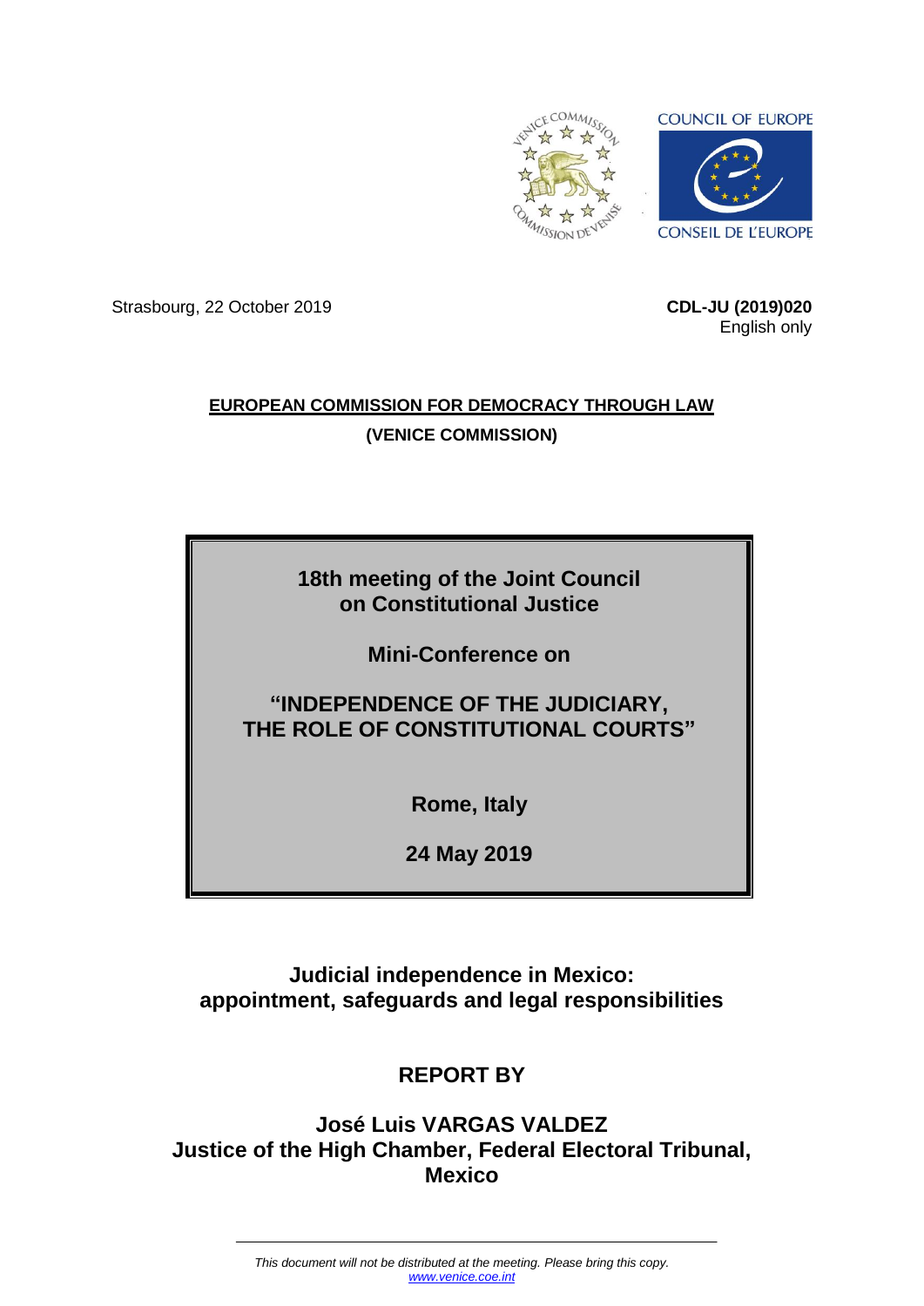COUNCIL OF EUROPE

CONSEIL DE L'EUROPE

Strasbourg, 22 October 2019

**CDL-JU (2019)020**
English only

**EUROPEAN COMMISSION FOR DEMOCRACY THROUGH LAW**

**(VENICE COMMISSION)**

**18th meeting of the Joint Council on Constitutional Justice**

**Mini-Conference on**

**"INDEPENDENCE OF THE JUDICIARY, THE ROLE OF CONSTITUTIONAL COURTS"**

**Rome, Italy**

**24 May 2019**

# Judicial independence in Mexico: appointment, safeguards and legal responsibilities

## REPORT BY

**José Luis VARGAS VALDEZ**
**Justice of the High Chamber, Federal Electoral Tribunal, Mexico**

*This document will not be distributed at the meeting. Please bring this copy.*
*www.venice.coe.int*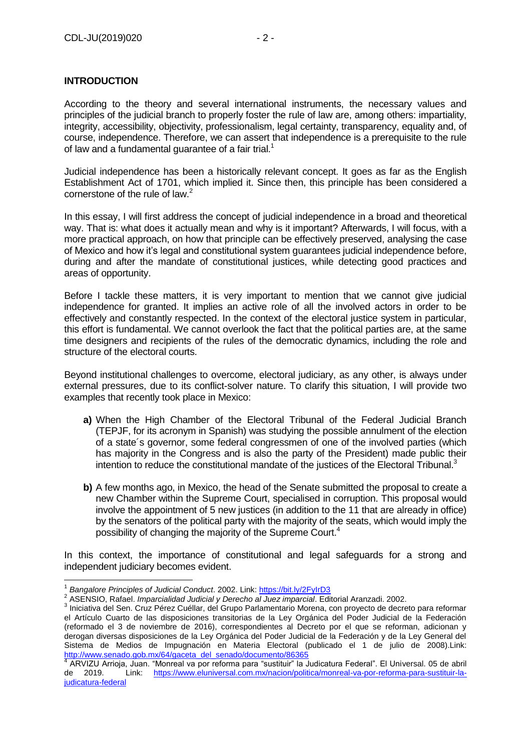## INTRODUCTION

According to the theory and several international instruments, the necessary values and principles of the judicial branch to properly foster the rule of law are, among others: impartiality, integrity, accessibility, objectivity, professionalism, legal certainty, transparency, equality and, of course, independence. Therefore, we can assert that independence is a prerequisite to the rule of law and a fundamental guarantee of a fair trial.[1]

Judicial independence has been a historically relevant concept. It goes as far as the English Establishment Act of 1701, which implied it. Since then, this principle has been considered a cornerstone of the rule of law.[2]

In this essay, I will first address the concept of judicial independence in a broad and theoretical way. That is: what does it actually mean and why is it important? Afterwards, I will focus, with a more practical approach, on how that principle can be effectively preserved, analysing the case of Mexico and how it's legal and constitutional system guarantees judicial independence before, during and after the mandate of constitutional justices, while detecting good practices and areas of opportunity.

Before I tackle these matters, it is very important to mention that we cannot give judicial independence for granted. It implies an active role of all the involved actors in order to be effectively and constantly respected. In the context of the electoral justice system in particular, this effort is fundamental. We cannot overlook the fact that the political parties are, at the same time designers and recipients of the rules of the democratic dynamics, including the role and structure of the electoral courts.

Beyond institutional challenges to overcome, electoral judiciary, as any other, is always under external pressures, due to its conflict-solver nature. To clarify this situation, I will provide two examples that recently took place in Mexico:

- **a)** When the High Chamber of the Electoral Tribunal of the Federal Judicial Branch (TEPJF, for its acronym in Spanish) was studying the possible annulment of the election of a state´s governor, some federal congressmen of one of the involved parties (which has majority in the Congress and is also the party of the President) made public their intention to reduce the constitutional mandate of the justices of the Electoral Tribunal.[3]
- **b)** A few months ago, in Mexico, the head of the Senate submitted the proposal to create a new Chamber within the Supreme Court, specialised in corruption. This proposal would involve the appointment of 5 new justices (in addition to the 11 that are already in office) by the senators of the political party with the majority of the seats, which would imply the possibility of changing the majority of the Supreme Court.[4]

In this context, the importance of constitutional and legal safeguards for a strong and independent judiciary becomes evident.

---

[1] *Bangalore Principles of Judicial Conduct*. 2002. Link: https://bit.ly/2FyIrD3

[2] ASENSIO, Rafael. *Imparcialidad Judicial y Derecho al Juez imparcial*. Editorial Aranzadi. 2002.

[3] Iniciativa del Sen. Cruz Pérez Cuéllar, del Grupo Parlamentario Morena, con proyecto de decreto para reformar el Artículo Cuarto de las disposiciones transitorias de la Ley Orgánica del Poder Judicial de la Federación (reformado el 3 de noviembre de 2016), correspondientes al Decreto por el que se reforman, adicionan y derogan diversas disposiciones de la Ley Orgánica del Poder Judicial de la Federación y de la Ley General del Sistema de Medios de Impugnación en Materia Electoral (publicado el 1 de julio de 2008).Link: http://www.senado.gob.mx/64/gaceta_del_senado/documento/86365

[4] ARVIZU Arrioja, Juan. "Monreal va por reforma para "sustituir" la Judicatura Federal". El Universal. 05 de abril de 2019. Link: https://www.eluniversal.com.mx/nacion/politica/monreal-va-por-reforma-para-sustituir-la-judicatura-federal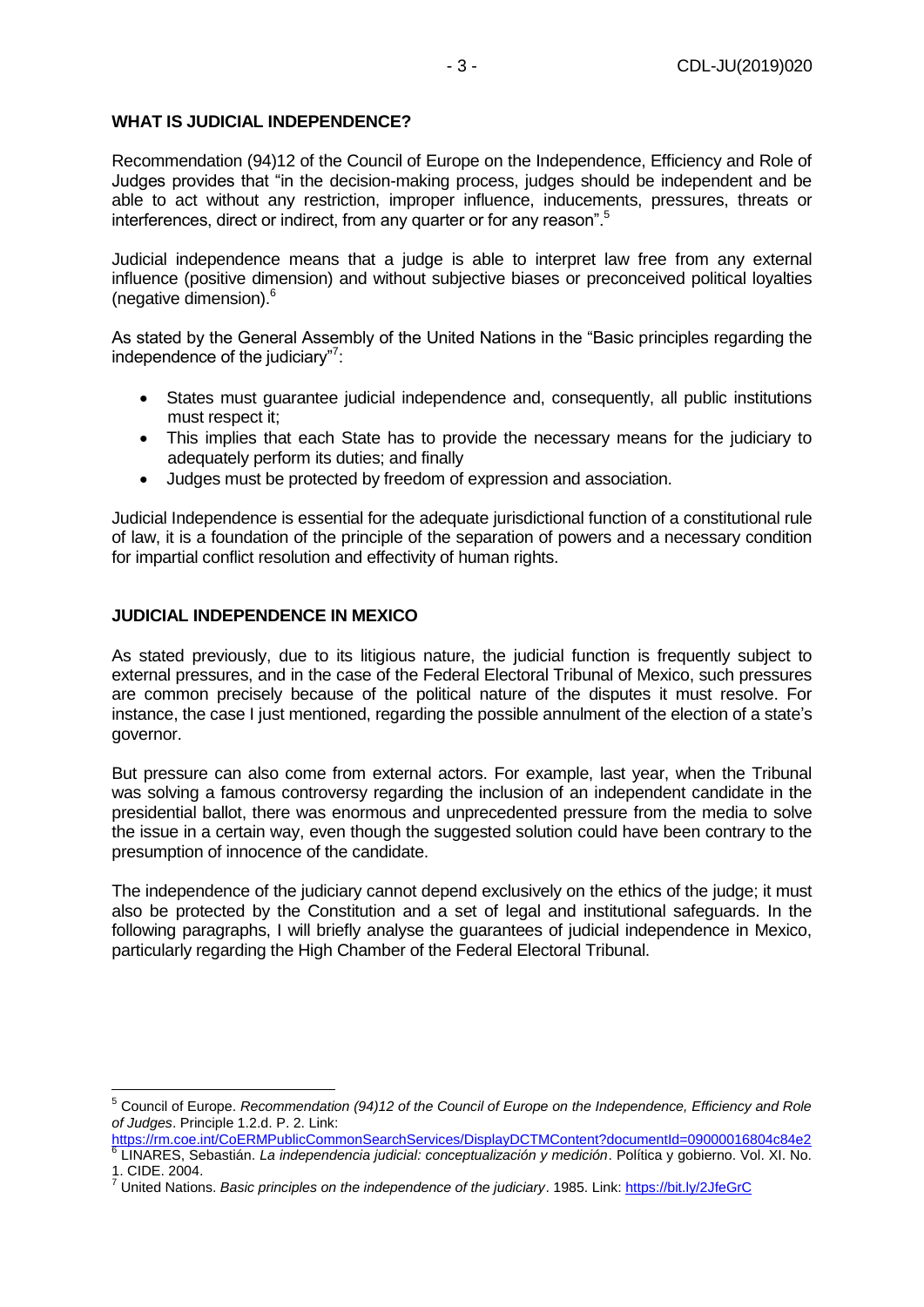## WHAT IS JUDICIAL INDEPENDENCE?

Recommendation (94)12 of the Council of Europe on the Independence, Efficiency and Role of Judges provides that "in the decision-making process, judges should be independent and be able to act without any restriction, improper influence, inducements, pressures, threats or interferences, direct or indirect, from any quarter or for any reason".[5]

Judicial independence means that a judge is able to interpret law free from any external influence (positive dimension) and without subjective biases or preconceived political loyalties (negative dimension).[6]

As stated by the General Assembly of the United Nations in the "Basic principles regarding the independence of the judiciary"[7]:

- States must guarantee judicial independence and, consequently, all public institutions must respect it;
- This implies that each State has to provide the necessary means for the judiciary to adequately perform its duties; and finally
- Judges must be protected by freedom of expression and association.

Judicial Independence is essential for the adequate jurisdictional function of a constitutional rule of law, it is a foundation of the principle of the separation of powers and a necessary condition for impartial conflict resolution and effectivity of human rights.

## JUDICIAL INDEPENDENCE IN MEXICO

As stated previously, due to its litigious nature, the judicial function is frequently subject to external pressures, and in the case of the Federal Electoral Tribunal of Mexico, such pressures are common precisely because of the political nature of the disputes it must resolve. For instance, the case I just mentioned, regarding the possible annulment of the election of a state's governor.

But pressure can also come from external actors. For example, last year, when the Tribunal was solving a famous controversy regarding the inclusion of an independent candidate in the presidential ballot, there was enormous and unprecedented pressure from the media to solve the issue in a certain way, even though the suggested solution could have been contrary to the presumption of innocence of the candidate.

The independence of the judiciary cannot depend exclusively on the ethics of the judge; it must also be protected by the Constitution and a set of legal and institutional safeguards. In the following paragraphs, I will briefly analyse the guarantees of judicial independence in Mexico, particularly regarding the High Chamber of the Federal Electoral Tribunal.

---

[5] Council of Europe. *Recommendation (94)12 of the Council of Europe on the Independence, Efficiency and Role of Judges*. Principle 1.2.d. P. 2. Link: https://rm.coe.int/CoERMPublicCommonSearchServices/DisplayDCTMContent?documentId=09000016804c84e2

[6] LINARES, Sebastián. *La independencia judicial: conceptualización y medición*. Política y gobierno. Vol. XI. No. 1. CIDE. 2004.

[7] United Nations. *Basic principles on the independence of the judiciary*. 1985. Link: https://bit.ly/2JfeGrC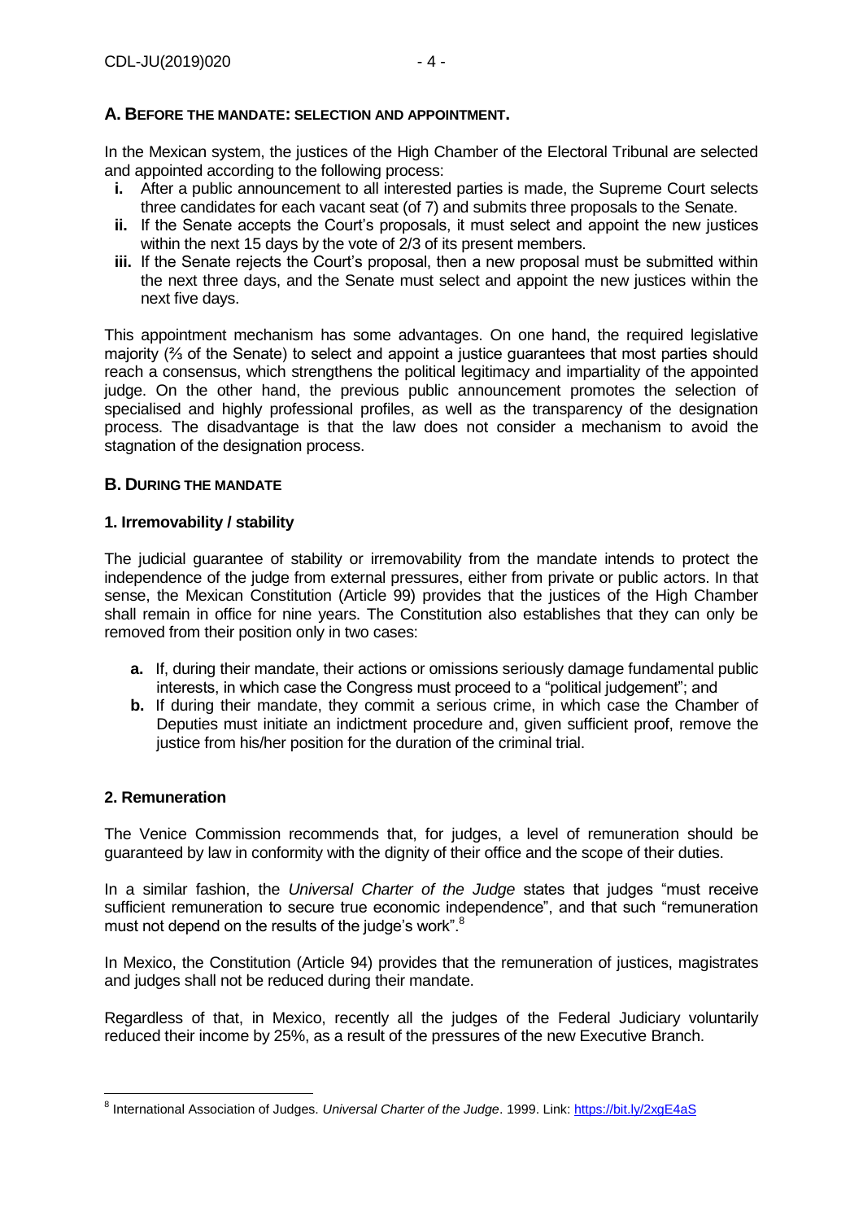## A. BEFORE THE MANDATE: SELECTION AND APPOINTMENT.

In the Mexican system, the justices of the High Chamber of the Electoral Tribunal are selected and appointed according to the following process:

- **i.** After a public announcement to all interested parties is made, the Supreme Court selects three candidates for each vacant seat (of 7) and submits three proposals to the Senate.
- **ii.** If the Senate accepts the Court's proposals, it must select and appoint the new justices within the next 15 days by the vote of 2/3 of its present members.
- **iii.** If the Senate rejects the Court's proposal, then a new proposal must be submitted within the next three days, and the Senate must select and appoint the new justices within the next five days.

This appointment mechanism has some advantages. On one hand, the required legislative majority (⅔ of the Senate) to select and appoint a justice guarantees that most parties should reach a consensus, which strengthens the political legitimacy and impartiality of the appointed judge. On the other hand, the previous public announcement promotes the selection of specialised and highly professional profiles, as well as the transparency of the designation process. The disadvantage is that the law does not consider a mechanism to avoid the stagnation of the designation process.

## B. DURING THE MANDATE

### 1. Irremovability / stability

The judicial guarantee of stability or irremovability from the mandate intends to protect the independence of the judge from external pressures, either from private or public actors. In that sense, the Mexican Constitution (Article 99) provides that the justices of the High Chamber shall remain in office for nine years. The Constitution also establishes that they can only be removed from their position only in two cases:

- **a.** If, during their mandate, their actions or omissions seriously damage fundamental public interests, in which case the Congress must proceed to a "political judgement"; and
- **b.** If during their mandate, they commit a serious crime, in which case the Chamber of Deputies must initiate an indictment procedure and, given sufficient proof, remove the justice from his/her position for the duration of the criminal trial.

### 2. Remuneration

The Venice Commission recommends that, for judges, a level of remuneration should be guaranteed by law in conformity with the dignity of their office and the scope of their duties.

In a similar fashion, the *Universal Charter of the Judge* states that judges "must receive sufficient remuneration to secure true economic independence", and that such "remuneration must not depend on the results of the judge's work".[8]

In Mexico, the Constitution (Article 94) provides that the remuneration of justices, magistrates and judges shall not be reduced during their mandate.

Regardless of that, in Mexico, recently all the judges of the Federal Judiciary voluntarily reduced their income by 25%, as a result of the pressures of the new Executive Branch.

---

[8] International Association of Judges. *Universal Charter of the Judge*. 1999. Link: https://bit.ly/2xgE4aS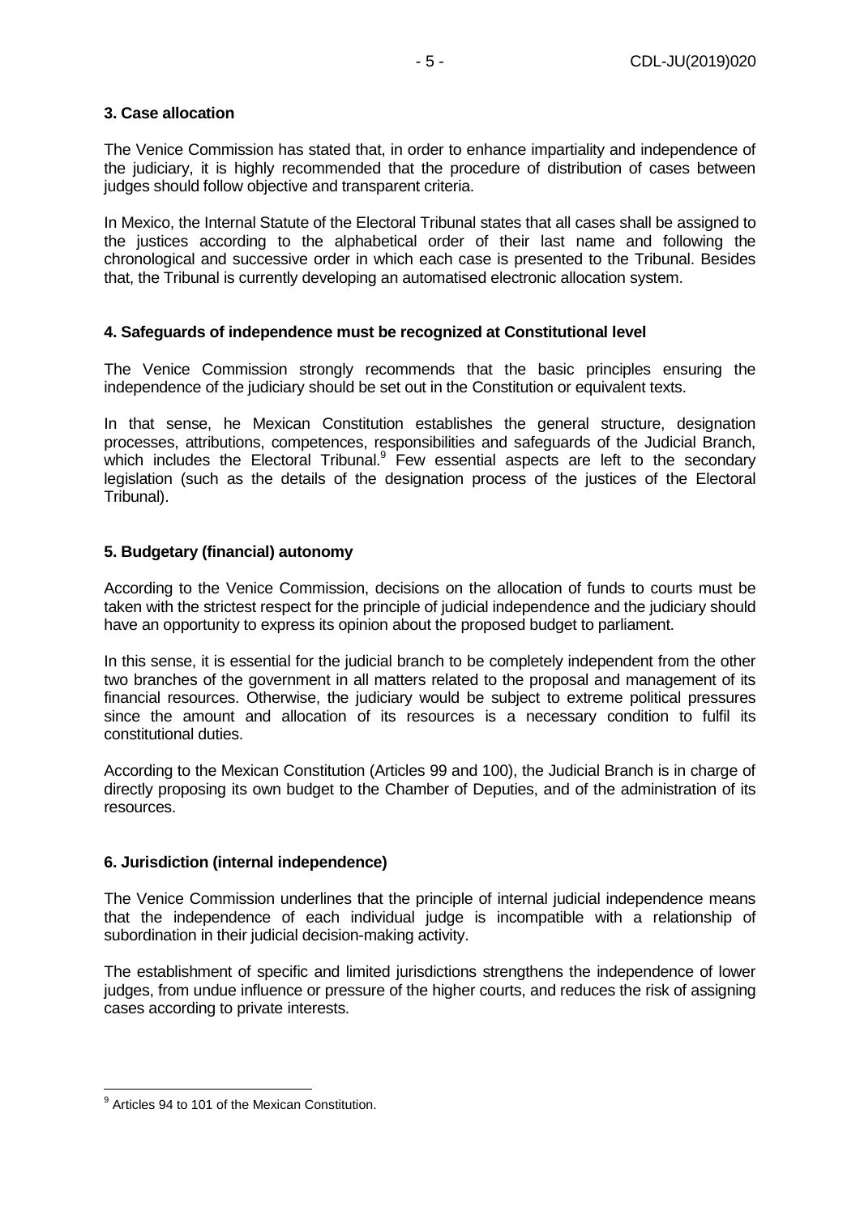**3. Case allocation**

The Venice Commission has stated that, in order to enhance impartiality and independence of the judiciary, it is highly recommended that the procedure of distribution of cases between judges should follow objective and transparent criteria.

In Mexico, the Internal Statute of the Electoral Tribunal states that all cases shall be assigned to the justices according to the alphabetical order of their last name and following the chronological and successive order in which each case is presented to the Tribunal. Besides that, the Tribunal is currently developing an automatised electronic allocation system.

**4. Safeguards of independence must be recognized at Constitutional level**

The Venice Commission strongly recommends that the basic principles ensuring the independence of the judiciary should be set out in the Constitution or equivalent texts.

In that sense, he Mexican Constitution establishes the general structure, designation processes, attributions, competences, responsibilities and safeguards of the Judicial Branch, which includes the Electoral Tribunal.[9] Few essential aspects are left to the secondary legislation (such as the details of the designation process of the justices of the Electoral Tribunal).

**5. Budgetary (financial) autonomy**

According to the Venice Commission, decisions on the allocation of funds to courts must be taken with the strictest respect for the principle of judicial independence and the judiciary should have an opportunity to express its opinion about the proposed budget to parliament.

In this sense, it is essential for the judicial branch to be completely independent from the other two branches of the government in all matters related to the proposal and management of its financial resources. Otherwise, the judiciary would be subject to extreme political pressures since the amount and allocation of its resources is a necessary condition to fulfil its constitutional duties.

According to the Mexican Constitution (Articles 99 and 100), the Judicial Branch is in charge of directly proposing its own budget to the Chamber of Deputies, and of the administration of its resources.

**6. Jurisdiction (internal independence)**

The Venice Commission underlines that the principle of internal judicial independence means that the independence of each individual judge is incompatible with a relationship of subordination in their judicial decision-making activity.

The establishment of specific and limited jurisdictions strengthens the independence of lower judges, from undue influence or pressure of the higher courts, and reduces the risk of assigning cases according to private interests.

---

[9] Articles 94 to 101 of the Mexican Constitution.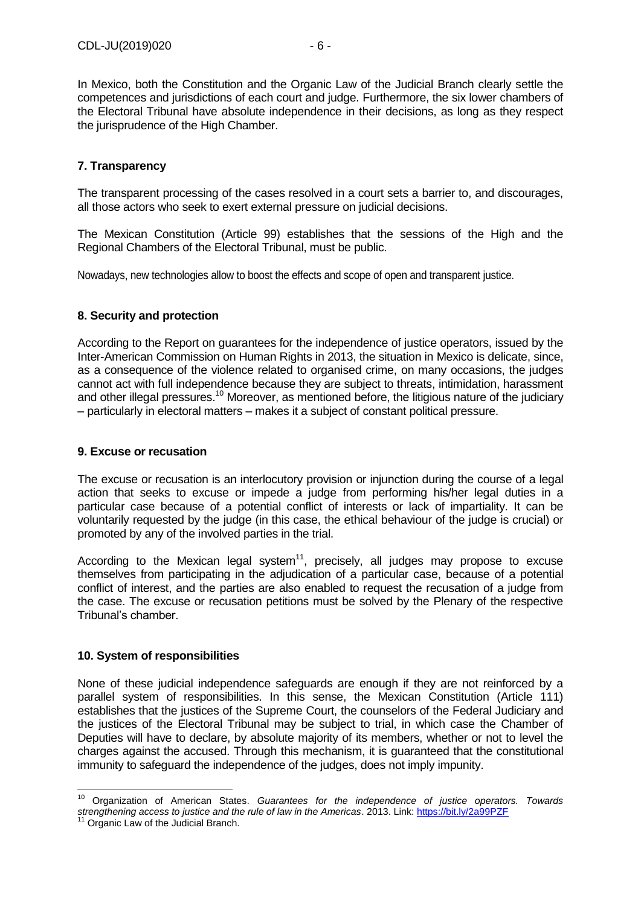In Mexico, both the Constitution and the Organic Law of the Judicial Branch clearly settle the competences and jurisdictions of each court and judge. Furthermore, the six lower chambers of the Electoral Tribunal have absolute independence in their decisions, as long as they respect the jurisprudence of the High Chamber.

## 7. Transparency

The transparent processing of the cases resolved in a court sets a barrier to, and discourages, all those actors who seek to exert external pressure on judicial decisions.

The Mexican Constitution (Article 99) establishes that the sessions of the High and the Regional Chambers of the Electoral Tribunal, must be public.

Nowadays, new technologies allow to boost the effects and scope of open and transparent justice.

## 8. Security and protection

According to the Report on guarantees for the independence of justice operators, issued by the Inter-American Commission on Human Rights in 2013, the situation in Mexico is delicate, since, as a consequence of the violence related to organised crime, on many occasions, the judges cannot act with full independence because they are subject to threats, intimidation, harassment and other illegal pressures.[10] Moreover, as mentioned before, the litigious nature of the judiciary – particularly in electoral matters – makes it a subject of constant political pressure.

## 9. Excuse or recusation

The excuse or recusation is an interlocutory provision or injunction during the course of a legal action that seeks to excuse or impede a judge from performing his/her legal duties in a particular case because of a potential conflict of interests or lack of impartiality. It can be voluntarily requested by the judge (in this case, the ethical behaviour of the judge is crucial) or promoted by any of the involved parties in the trial.

According to the Mexican legal system[11], precisely, all judges may propose to excuse themselves from participating in the adjudication of a particular case, because of a potential conflict of interest, and the parties are also enabled to request the recusation of a judge from the case. The excuse or recusation petitions must be solved by the Plenary of the respective Tribunal's chamber.

## 10. System of responsibilities

None of these judicial independence safeguards are enough if they are not reinforced by a parallel system of responsibilities. In this sense, the Mexican Constitution (Article 111) establishes that the justices of the Supreme Court, the counselors of the Federal Judiciary and the justices of the Electoral Tribunal may be subject to trial, in which case the Chamber of Deputies will have to declare, by absolute majority of its members, whether or not to level the charges against the accused. Through this mechanism, it is guaranteed that the constitutional immunity to safeguard the independence of the judges, does not imply impunity.

---

[10] Organization of American States. *Guarantees for the independence of justice operators. Towards strengthening access to justice and the rule of law in the Americas*. 2013. Link: https://bit.ly/2a99PZF

[11] Organic Law of the Judicial Branch.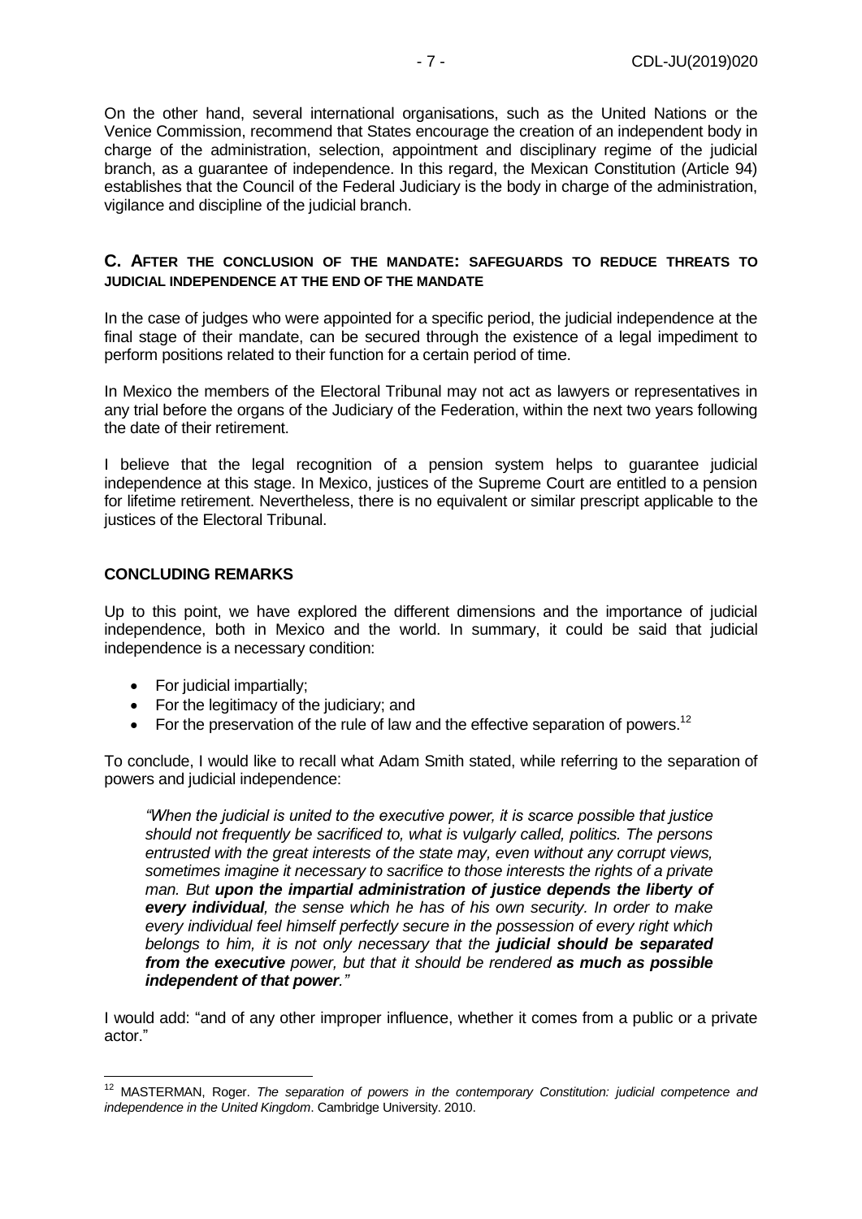On the other hand, several international organisations, such as the United Nations or the Venice Commission, recommend that States encourage the creation of an independent body in charge of the administration, selection, appointment and disciplinary regime of the judicial branch, as a guarantee of independence. In this regard, the Mexican Constitution (Article 94) establishes that the Council of the Federal Judiciary is the body in charge of the administration, vigilance and discipline of the judicial branch.

## C. After the conclusion of the mandate: safeguards to reduce threats to judicial independence at the end of the mandate

In the case of judges who were appointed for a specific period, the judicial independence at the final stage of their mandate, can be secured through the existence of a legal impediment to perform positions related to their function for a certain period of time.

In Mexico the members of the Electoral Tribunal may not act as lawyers or representatives in any trial before the organs of the Judiciary of the Federation, within the next two years following the date of their retirement.

I believe that the legal recognition of a pension system helps to guarantee judicial independence at this stage. In Mexico, justices of the Supreme Court are entitled to a pension for lifetime retirement. Nevertheless, there is no equivalent or similar prescript applicable to the justices of the Electoral Tribunal.

## CONCLUDING REMARKS

Up to this point, we have explored the different dimensions and the importance of judicial independence, both in Mexico and the world. In summary, it could be said that judicial independence is a necessary condition:

- For judicial impartially;
- For the legitimacy of the judiciary; and
- For the preservation of the rule of law and the effective separation of powers.[12]

To conclude, I would like to recall what Adam Smith stated, while referring to the separation of powers and judicial independence:

> *"When the judicial is united to the executive power, it is scarce possible that justice should not frequently be sacrificed to, what is vulgarly called, politics. The persons entrusted with the great interests of the state may, even without any corrupt views, sometimes imagine it necessary to sacrifice to those interests the rights of a private man. But **upon the impartial administration of justice depends the liberty of every individual**, the sense which he has of his own security. In order to make every individual feel himself perfectly secure in the possession of every right which belongs to him, it is not only necessary that the **judicial should be separated from the executive** power, but that it should be rendered **as much as possible independent of that power**."*

I would add: "and of any other improper influence, whether it comes from a public or a private actor."

---

[12] MASTERMAN, Roger. *The separation of powers in the contemporary Constitution: judicial competence and independence in the United Kingdom*. Cambridge University. 2010.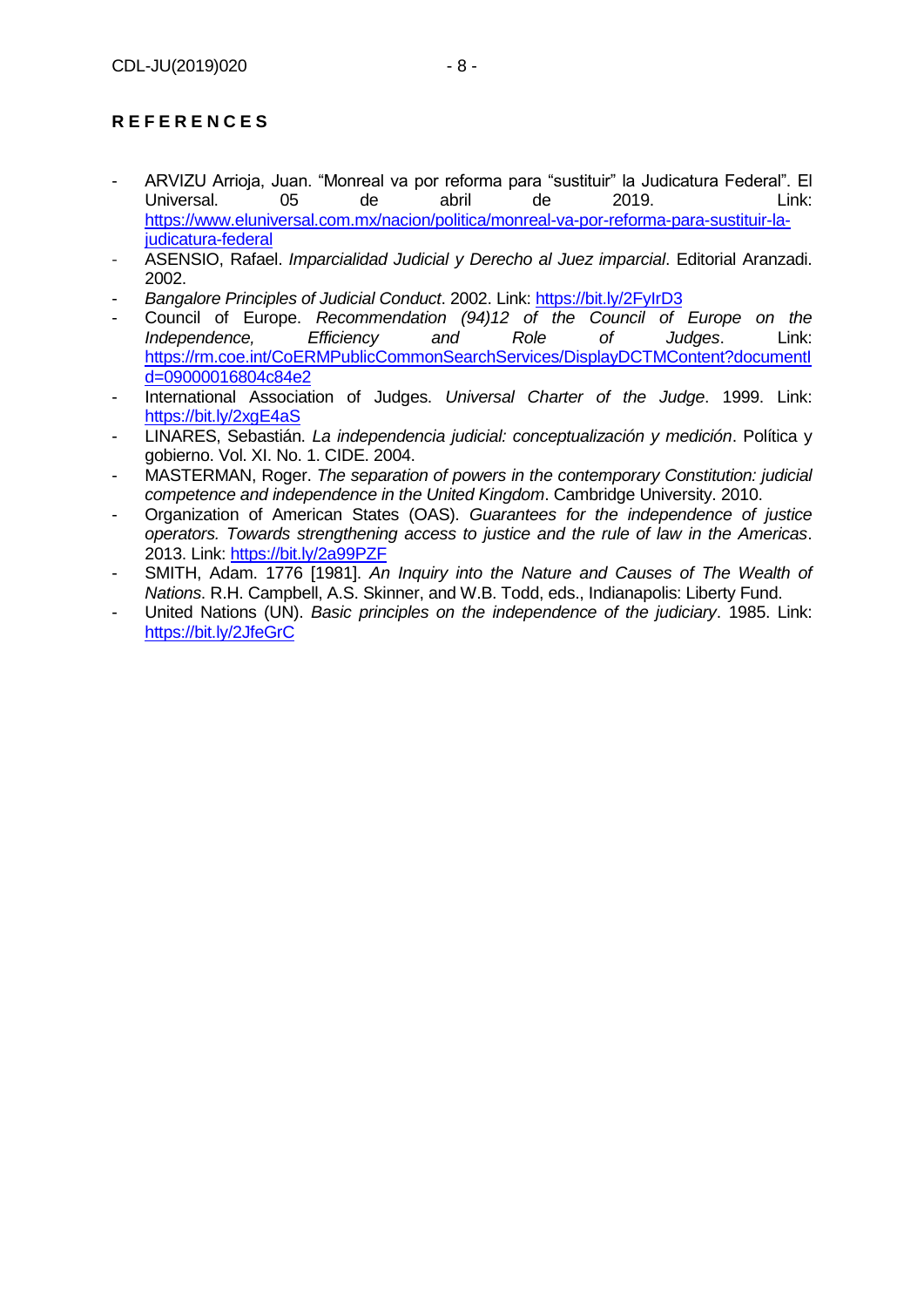# REFERENCES

- ARVIZU Arrioja, Juan. "Monreal va por reforma para "sustituir" la Judicatura Federal". El Universal. 05 de abril de 2019. Link: https://www.eluniversal.com.mx/nacion/politica/monreal-va-por-reforma-para-sustituir-la-judicatura-federal
- ASENSIO, Rafael. *Imparcialidad Judicial y Derecho al Juez imparcial*. Editorial Aranzadi. 2002.
- *Bangalore Principles of Judicial Conduct*. 2002. Link: https://bit.ly/2FyIrD3
- Council of Europe. *Recommendation (94)12 of the Council of Europe on the Independence, Efficiency and Role of Judges*. Link: https://rm.coe.int/CoERMPublicCommonSearchServices/DisplayDCTMContent?documentId=09000016804c84e2
- International Association of Judges. *Universal Charter of the Judge*. 1999. Link: https://bit.ly/2xgE4aS
- LINARES, Sebastián. *La independencia judicial: conceptualización y medición*. Política y gobierno. Vol. XI. No. 1. CIDE. 2004.
- MASTERMAN, Roger. *The separation of powers in the contemporary Constitution: judicial competence and independence in the United Kingdom*. Cambridge University. 2010.
- Organization of American States (OAS). *Guarantees for the independence of justice operators. Towards strengthening access to justice and the rule of law in the Americas*. 2013. Link: https://bit.ly/2a99PZF
- SMITH, Adam. 1776 [1981]. *An Inquiry into the Nature and Causes of The Wealth of Nations*. R.H. Campbell, A.S. Skinner, and W.B. Todd, eds., Indianapolis: Liberty Fund.
- United Nations (UN). *Basic principles on the independence of the judiciary*. 1985. Link: https://bit.ly/2JfeGrC